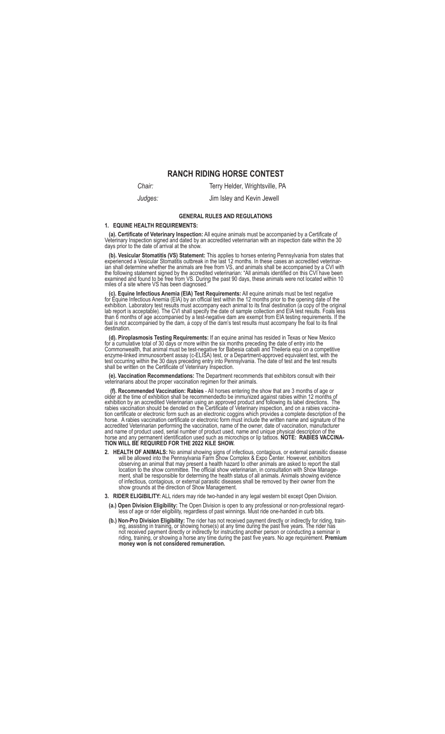# RANCH RIDING HORSE CONTEST

*Chair:* Terry Helder, Wrightsville, PA

*Judges:* Jim Isley and Kevin Jewell

## GENERAL RULES AND REGULATIONS

### 1. EQUINE HEALTH REQUIREMENTS:

**(a). Certificate of Veterinary Inspection:** All equine animals must be accompanied by a Certificate of Veterinary Inspection signed and dated by an accredited veterinarian with an inspection date within the 30 days prior to the date of arrival at the show.

**(b). Vesicular Stomatitis (VS) Statement:** This applies to horses entering Pennsylvania from states that experienced a Vesicular Stomatitis outbreak in the last 12 months. In these cases an accredited veterinarian shall determine whether the animals are free from VS, and animals shall be accompanied by a CVI with the following statement signed by the accredited veterinarian: "All animals identified on this CVI have been examined and found to be free from VS. During the past 90 days, these animals were not located within 10 miles of a site where VS has been diagnosed."

**(c). Equine Infectious Anemia (EIA) Test Requirements:** All equine animals must be test negative for Equine Infectious Anemia (EIA) by an official test within the 12 months prior to the opening date of the exhibition. Laboratory test results must accompany each animal to its final destination (a copy of the original lab report is acceptable). The CVI shall specify the date of sample collection and EIA test results. Foals less than 6 months of age accompanied by a test-negative dam are exempt from EIA testing requirements. If the foal is not accompanied by the dam, a copy of the dam's test results must accompany the foal to its final destination.

**(d). Piroplasmosis Testing Requirements:** If an equine animal has resided in Texas or New Mexico for a cumulative total of 30 days or more within the six months preceding the date of entry into the Commonwealth, that animal must be test-negative for Babesia caballi and Theileria equi on a competitive enzyme-linked immunosorbent assay (c-ELISA) test, or a Department-approved equivalent test, with the test occurring within the 30 days preceding entry into Pennsylvania. The date of test and the test results shall be written on the Certificate of Veterinary Inspection.

**(e). Vaccination Recommendations:** The Department recommends that exhibitors consult with their veterinarians about the proper vaccination regimen for their animals.

**(f). Recommended Vaccination: Rabies** - All horses entering the show that are 3 months of age or older at the time of exhibition shall be recommendedto be immunized against rabies within 12 months of exhibition by an accredited Veterinarian using an approved product and following its label directions. The rabies vaccination should be denoted on the Certificate of Veterinary inspection, and on a rabies vaccination certificate or electronic form such as an electronic coggins which provides a complete description of the horse. A rabies vaccination certificate or electronic form must include the written name and signature of the accredited Veterinarian performing the vaccination, name of the owner, date of vaccination, manufacturer and name of product used, serial number of product used, name and unique physical description of the horse and any permanent identification used such as microchips or lip tattoos. **NOTE: RABIES VACCINATION WILL BE REQUIRED FOR THE 2022 KILE SHOW.**

**2. HEALTH OF ANIMALS:** No animal showing signs of infectious, contagious, or external parasitic disease will be allowed into the Pennsylvania Farm Show Complex & Expo Center. However, exhibitors observing an animal that may present a health hazard to other animals are asked to report the stall location to the show committee. The official show veterinarian, in consultation with Show Management, shall be responsible for determining the health status of all animals. Animals showing evidence of infectious, contagious, or external parasitic diseases shall be removed by their owner from the show grounds at the direction of Show Management.

**3. RIDER ELIGIBILITY:** ALL riders may ride two-handed in any legal western bit except Open Division.

**(a.) Open Division Eligibility:** The Open Division is open to any professional or non-professional regardless of age or rider eligibility, regardless of past winnings. Must ride one-handed in curb bits.

**(b.) Non-Pro Division Eligibility:** The rider has not received payment directly or indirectly for riding, training, assisting in training, or showing horse(s) at any time during the past five years. The rider has not received payment directly or indirectly for instructing another person or conducting a seminar in riding, training, or showing a horse any time during the past five years. No age requirement. **Premium money won is not considered remuneration.**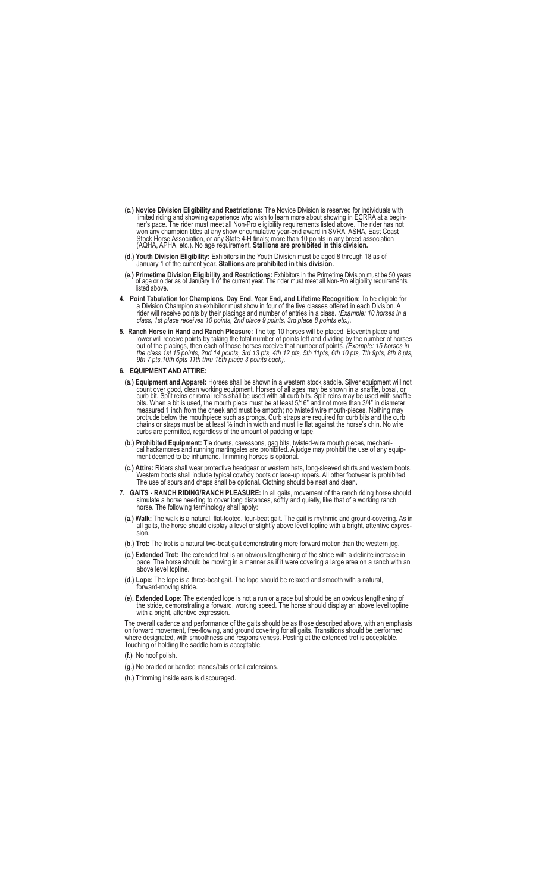**(c.) Novice Division Eligibility and Restrictions:** The Novice Division is reserved for individuals with limited riding and showing experience who wish to learn more about showing in ECRRA at a beginner's pace. The rider must meet all Non-Pro eligibility requirements listed above. The rider has not won any champion titles at any show or cumulative year-end award in SVRA, ASHA, East Coast Stock Horse Association, or any State 4-H finals; more than 10 points in any breed association (AQHA, APHA, etc.). No age requirement. **Stallions are prohibited in this division.**

**(d.) Youth Division Eligibility:** Exhibitors in the Youth Division must be aged 8 through 18 as of January 1 of the current year. **Stallions are prohibited in this division.**

**(e.) Primetime Division Eligibility and Restrictions:** Exhibitors in the Primetime Division must be 50 years of age or older as of January 1 of the current year. The rider must meet all Non-Pro eligibility requirements listed above.

**4. Point Tabulation for Champions, Day End, Year End, and Lifetime Recognition:** To be eligible for a Division Champion an exhibitor must show in four of the five classes offered in each Division. A rider will receive points by their placings and number of entries in a class. *(Example: 10 horses in a class, 1st place receives 10 points, 2nd place 9 points, 3rd place 8 points etc.).*

**5. Ranch Horse in Hand and Ranch Pleasure:** The top 10 horses will be placed. Eleventh place and lower will receive points by taking the total number of points left and dividing by the number of horses out of the placings, then each of those horses receive that number of points. *(Example: 15 horses in the class 1st 15 points, 2nd 14 points, 3rd 13 pts, 4th 12 pts, 5th 11pts, 6th 10 pts, 7th 9pts, 8th 8 pts, 9th 7 pts,10th 6pts 11th thru 15th place 3 points each).*

**6. EQUIPMENT AND ATTIRE:**

**(a.) Equipment and Apparel:** Horses shall be shown in a western stock saddle. Silver equipment will not count over good, clean working equipment. Horses of all ages may be shown in a snaffle, bosal, or curb bit. Split reins or romal reins shall be used with all curb bits. Split reins may be used with snaffle bits. When a bit is used, the mouth piece must be at least 5/16" and not more than 3/4" in diameter measured 1 inch from the cheek and must be smooth; no twisted wire mouth-pieces. Nothing may protrude below the mouthpiece such as prongs. Curb straps are required for curb bits and the curb chains or straps must be at least ½ inch in width and must lie flat against the horse's chin. No wire curbs are permitted, regardless of the amount of padding or tape.

**(b.) Prohibited Equipment:** Tie downs, cavessons, gag bits, twisted-wire mouth pieces, mechanical hackamores and running martingales are prohibited. A judge may prohibit the use of any equipment deemed to be inhumane. Trimming horses is optional.

**(c.) Attire:** Riders shall wear protective headgear or western hats, long-sleeved shirts and western boots. Western boots shall include typical cowboy boots or lace-up ropers. All other footwear is prohibited. The use of spurs and chaps shall be optional. Clothing should be neat and clean.

**7. GAITS - RANCH RIDING/RANCH PLEASURE:** In all gaits, movement of the ranch riding horse should simulate a horse needing to cover long distances, softly and quietly, like that of a working ranch horse. The following terminology shall apply:

**(a.) Walk:** The walk is a natural, flat-footed, four-beat gait. The gait is rhythmic and ground-covering. As in all gaits, the horse should display a level or slightly above level topline with a bright, attentive expression.

**(b.) Trot:** The trot is a natural two-beat gait demonstrating more forward motion than the western jog.

**(c.) Extended Trot:** The extended trot is an obvious lengthening of the stride with a definite increase in pace. The horse should be moving in a manner as if it were covering a large area on a ranch with an above level topline.

**(d.) Lope:** The lope is a three-beat gait. The lope should be relaxed and smooth with a natural, forward-moving stride.

**(e). Extended Lope:** The extended lope is not a run or a race but should be an obvious lengthening of the stride, demonstrating a forward, working speed. The horse should display an above level topline with a bright, attentive expression.

The overall cadence and performance of the gaits should be as those described above, with an emphasis on forward movement, free-flowing, and ground covering for all gaits. Transitions should be performed where designated, with smoothness and responsiveness. Posting at the extended trot is acceptable. Touching or holding the saddle horn is acceptable.

**(f.)** No hoof polish.

**(g.)** No braided or banded manes/tails or tail extensions.

**(h.)** Trimming inside ears is discouraged.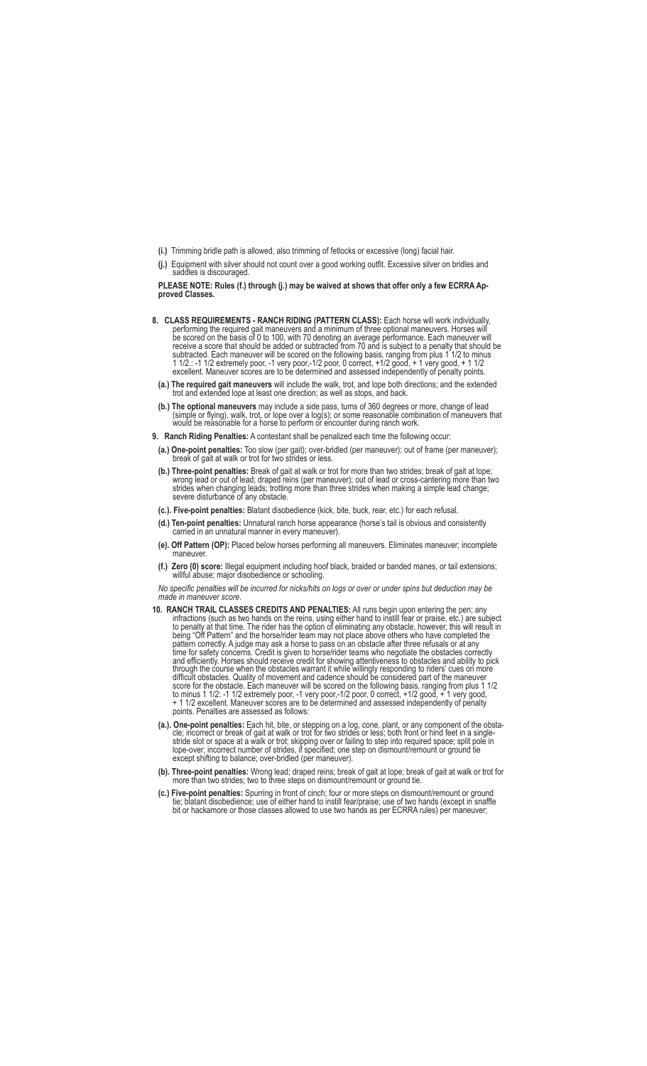**(i.)** Trimming bridle path is allowed, also trimming of fetlocks or excessive (long) facial hair.

**(j.)** Equipment with silver should not count over a good working outfit. Excessive silver on bridles and saddles is discouraged.

**PLEASE NOTE: Rules (f.) through (j.) may be waived at shows that offer only a few ECRRA Approved Classes.**

**8. CLASS REQUIREMENTS - RANCH RIDING (PATTERN CLASS):** Each horse will work individually, performing the required gait maneuvers and a minimum of three optional maneuvers. Horses will be scored on the basis of 0 to 100, with 70 denoting an average performance. Each maneuver will receive a score that should be added or subtracted from 70 and is subject to a penalty that should be subtracted. Each maneuver will be scored on the following basis, ranging from plus 1 1/2 to minus 1 1/2.: -1 1/2 extremely poor, -1 very poor,-1/2 poor, 0 correct, +1/2 good, + 1 very good, + 1 1/2 excellent. Maneuver scores are to be determined and assessed independently of penalty points.

**(a.) The required gait maneuvers** will include the walk, trot, and lope both directions; and the extended trot and extended lope at least one direction; as well as stops, and back.

**(b.) The optional maneuvers** may include a side pass, turns of 360 degrees or more, change of lead (simple or flying), walk, trot, or lope over a log(s); or some reasonable combination of maneuvers that would be reasonable for a horse to perform or encounter during ranch work.

**9. Ranch Riding Penalties:** A contestant shall be penalized each time the following occur:

**(a.) One-point penalties:** Too slow (per gait); over-bridled (per maneuver); out of frame (per maneuver); break of gait at walk or trot for two strides or less.

**(b.) Three-point penalties:** Break of gait at walk or trot for more than two strides; break of gait at lope; wrong lead or out of lead; draped reins (per maneuver); out of lead or cross-cantering more than two strides when changing leads; trotting more than three strides when making a simple lead change; severe disturbance of any obstacle.

**(c.). Five-point penalties:** Blatant disobedience (kick, bite, buck, rear, etc.) for each refusal.

**(d.) Ten-point penalties:** Unnatural ranch horse appearance (horse's tail is obvious and consistently carried in an unnatural manner in every maneuver).

**(e). Off Pattern (OP):** Placed below horses performing all maneuvers. Eliminates maneuver; incomplete maneuver.

**(f.) Zero (0) score:** Illegal equipment including hoof black, braided or banded manes, or tail extensions; willful abuse; major disobedience or schooling.

*No specific penalties will be incurred for nicks/hits on logs or over or under spins but deduction may be made in maneuver score.*

**10. RANCH TRAIL CLASSES CREDITS AND PENALTIES:** All runs begin upon entering the pen; any infractions (such as two hands on the reins, using either hand to instill fear or praise, etc.) are subject to penalty at that time. The rider has the option of eliminating any obstacle, however, this will result in being "Off Pattern" and the horse/rider team may not place above others who have completed the pattern correctly. A judge may ask a horse to pass on an obstacle after three refusals or at any time for safety concerns. Credit is given to horse/rider teams who negotiate the obstacles correctly and efficiently. Horses should receive credit for showing attentiveness to obstacles and ability to pick through the course when the obstacles warrant it while willingly responding to riders' cues on more difficult obstacles. Quality of movement and cadence should be considered part of the maneuver score for the obstacle. Each maneuver will be scored on the following basis, ranging from plus 1 1/2 to minus 1 1/2: -1 1/2 extremely poor, -1 very poor,-1/2 poor, 0 correct, +1/2 good, + 1 very good, + 1 1/2 excellent. Maneuver scores are to be determined and assessed independently of penalty points. Penalties are assessed as follows:

**(a.). One-point penalties:** Each hit, bite, or stepping on a log, cone, plant, or any component of the obstacle; incorrect or break of gait at walk or trot for two strides or less; both front or hind feet in a single-stride slot or space at a walk or trot; skipping over or failing to step into required space; split pole in lope-over; incorrect number of strides, if specified; one step on dismount/remount or ground tie except shifting to balance; over-bridled (per maneuver).

**(b). Three-point penalties:** Wrong lead; draped reins; break of gait at lope; break of gait at walk or trot for more than two strides; two to three steps on dismount/remount or ground tie.

**(c.) Five-point penalties:** Spurring in front of cinch; four or more steps on dismount/remount or ground tie; blatant disobedience; use of either hand to instill fear/praise; use of two hands (except in snaffle bit or hackamore or those classes allowed to use two hands as per ECRRA rules) per maneuver;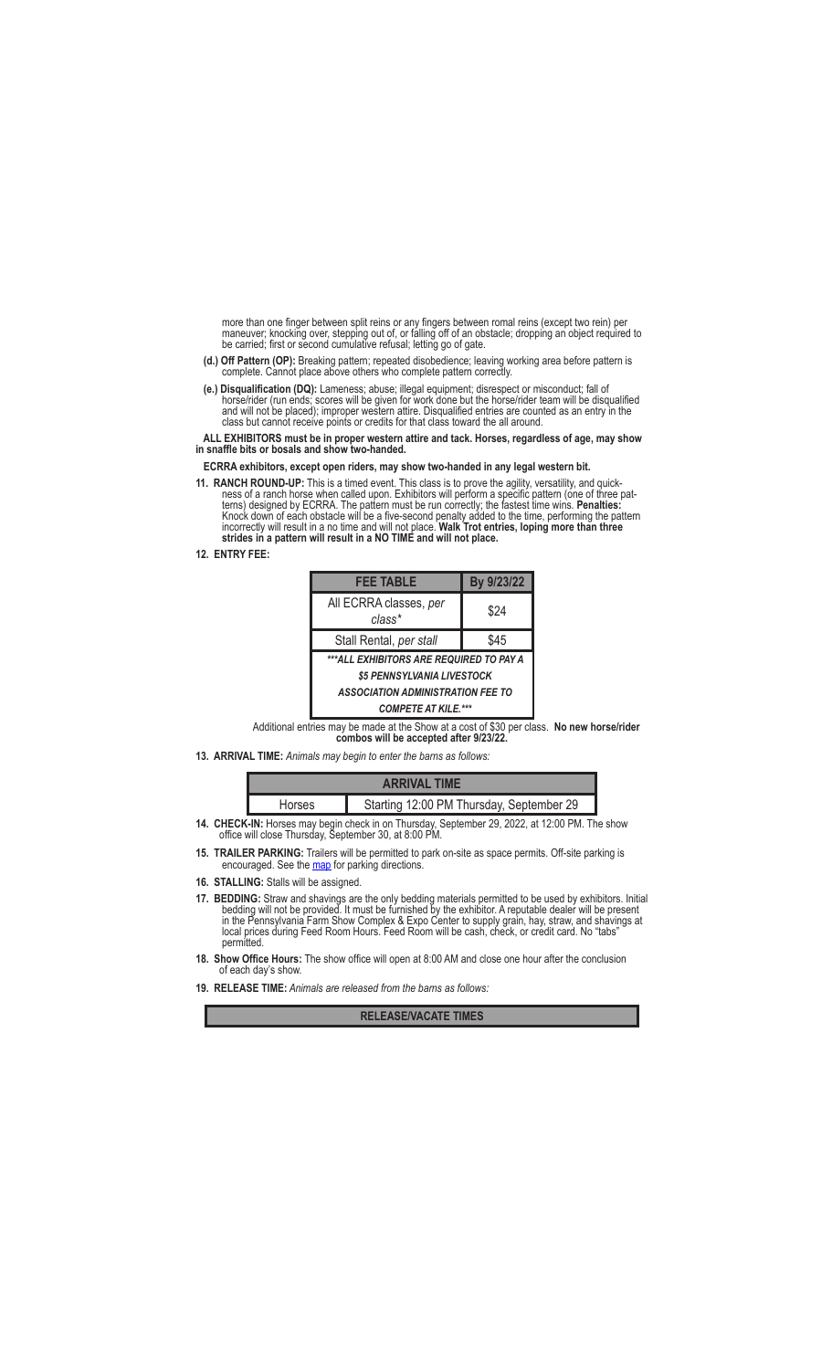more than one finger between split reins or any fingers between romal reins (except two rein) per maneuver; knocking over, stepping out of, or falling off of an obstacle; dropping an object required to be carried; first or second cumulative refusal; letting go of gate.

**(d.) Off Pattern (OP):** Breaking pattern; repeated disobedience; leaving working area before pattern is complete. Cannot place above others who complete pattern correctly.

**(e.) Disqualification (DQ):** Lameness; abuse; illegal equipment; disrespect or misconduct; fall of horse/rider (run ends; scores will be given for work done but the horse/rider team will be disqualified and will not be placed); improper western attire. Disqualified entries are counted as an entry in the class but cannot receive points or credits for that class toward the all around.

**ALL EXHIBITORS must be in proper western attire and tack. Horses, regardless of age, may show in snaffle bits or bosals and show two-handed.**

**ECRRA exhibitors, except open riders, may show two-handed in any legal western bit.**

**11. RANCH ROUND-UP:** This is a timed event. This class is to prove the agility, versatility, and quickness of a ranch horse when called upon. Exhibitors will perform a specific pattern (one of three patterns) designed by ECRRA. The pattern must be run correctly; the fastest time wins. **Penalties:** Knock down of each obstacle will be a five-second penalty added to the time, performing the pattern incorrectly will result in a no time and will not place. **Walk Trot entries, loping more than three strides in a pattern will result in a NO TIME and will not place.**

**12. ENTRY FEE:**

| FEE TABLE | By 9/23/22 |
|---|---|
| All ECRRA classes, *per class** | $24 |
| Stall Rental, *per stall* | $45 |
| ***\*\*\*ALL EXHIBITORS ARE REQUIRED TO PAY A $5 PENNSYLVANIA LIVESTOCK ASSOCIATION ADMINISTRATION FEE TO COMPETE AT KILE.\*\*\**** | |

Additional entries may be made at the Show at a cost of $30 per class. **No new horse/rider combos will be accepted after 9/23/22.**

**13. ARRIVAL TIME:** *Animals may begin to enter the barns as follows:*

| ARRIVAL TIME | |
|---|---|
| Horses | Starting 12:00 PM Thursday, September 29 |

**14. CHECK-IN:** Horses may begin check in on Thursday, September 29, 2022, at 12:00 PM. The show office will close Thursday, September 30, at 8:00 PM.

**15. TRAILER PARKING:** Trailers will be permitted to park on-site as space permits. Off-site parking is encouraged. See the map for parking directions.

**16. STALLING:** Stalls will be assigned.

**17. BEDDING:** Straw and shavings are the only bedding materials permitted to be used by exhibitors. Initial bedding will not be provided. It must be furnished by the exhibitor. A reputable dealer will be present in the Pennsylvania Farm Show Complex & Expo Center to supply grain, hay, straw, and shavings at local prices during Feed Room Hours. Feed Room will be cash, check, or credit card. No "tabs" permitted.

**18. Show Office Hours:** The show office will open at 8:00 AM and close one hour after the conclusion of each day's show.

**19. RELEASE TIME:** *Animals are released from the barns as follows:*

| RELEASE/VACATE TIMES |
|---|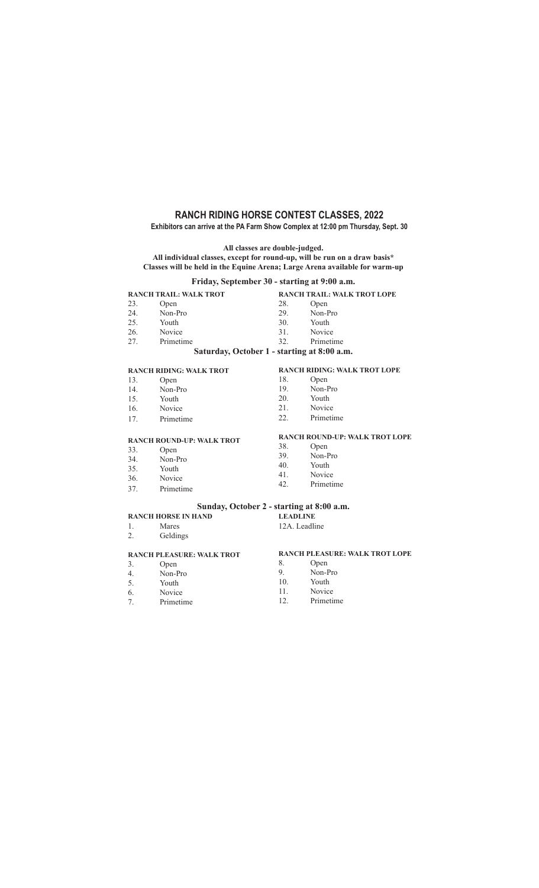# RANCH RIDING HORSE CONTEST CLASSES, 2022

**Exhibitors can arrive at the PA Farm Show Complex at 12:00 pm Thursday, Sept. 30**

**All classes are double-judged.**
**All individual classes, except for round-up, will be run on a draw basis***
**Classes will be held in the Equine Arena; Large Arena available for warm-up**

## Friday, September 30 - starting at 9:00 a.m.

**RANCH TRAIL: WALK TROT**

23. Open
24. Non-Pro
25. Youth
26. Novice
27. Primetime

**RANCH TRAIL: WALK TROT LOPE**

28. Open
29. Non-Pro
30. Youth
31. Novice
32. Primetime

## Saturday, October 1 - starting at 8:00 a.m.

**RANCH RIDING: WALK TROT**

13. Open
14. Non-Pro
15. Youth
16. Novice
17. Primetime

**RANCH RIDING: WALK TROT LOPE**

18. Open
19. Non-Pro
20. Youth
21. Novice
22. Primetime

**RANCH ROUND-UP: WALK TROT**

33. Open
34. Non-Pro
35. Youth
36. Novice
37. Primetime

**RANCH ROUND-UP: WALK TROT LOPE**

38. Open
39. Non-Pro
40. Youth
41. Novice
42. Primetime

## Sunday, October 2 - starting at 8:00 a.m.

**RANCH HORSE IN HAND**

1. Mares
2. Geldings

**LEADLINE**

12A. Leadline

**RANCH PLEASURE: WALK TROT**

3. Open
4. Non-Pro
5. Youth
6. Novice
7. Primetime

**RANCH PLEASURE: WALK TROT LOPE**

8. Open
9. Non-Pro
10. Youth
11. Novice
12. Primetime